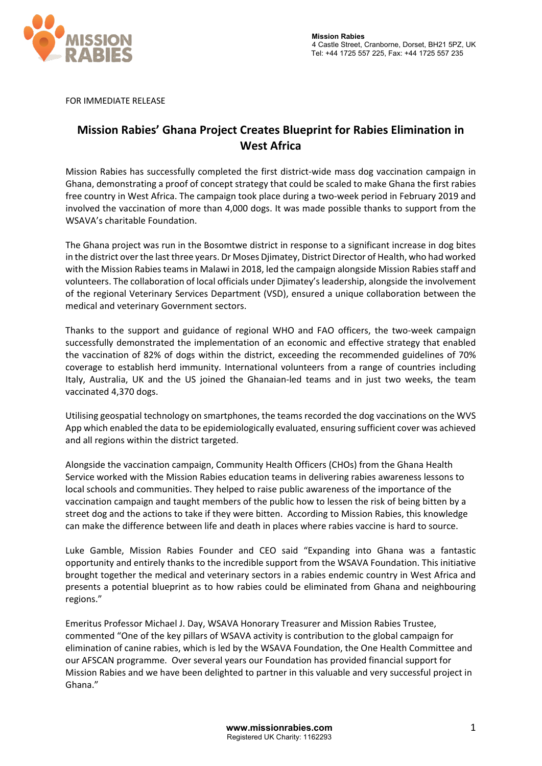Mission Rabies
4 Castle Street, Cranborne, Dorset, BH21 5PZ, UK
Tel: +44 1725 557 225, Fax: +44 1725 557 235

FOR IMMEDIATE RELEASE

# Mission Rabies' Ghana Project Creates Blueprint for Rabies Elimination in West Africa

Mission Rabies has successfully completed the first district-wide mass dog vaccination campaign in Ghana, demonstrating a proof of concept strategy that could be scaled to make Ghana the first rabies free country in West Africa. The campaign took place during a two-week period in February 2019 and involved the vaccination of more than 4,000 dogs. It was made possible thanks to support from the WSAVA's charitable Foundation.

The Ghana project was run in the Bosomtwe district in response to a significant increase in dog bites in the district over the last three years. Dr Moses Djimatey, District Director of Health, who had worked with the Mission Rabies teams in Malawi in 2018, led the campaign alongside Mission Rabies staff and volunteers. The collaboration of local officials under Djimatey's leadership, alongside the involvement of the regional Veterinary Services Department (VSD), ensured a unique collaboration between the medical and veterinary Government sectors.

Thanks to the support and guidance of regional WHO and FAO officers, the two-week campaign successfully demonstrated the implementation of an economic and effective strategy that enabled the vaccination of 82% of dogs within the district, exceeding the recommended guidelines of 70% coverage to establish herd immunity. International volunteers from a range of countries including Italy, Australia, UK and the US joined the Ghanaian-led teams and in just two weeks, the team vaccinated 4,370 dogs.

Utilising geospatial technology on smartphones, the teams recorded the dog vaccinations on the WVS App which enabled the data to be epidemiologically evaluated, ensuring sufficient cover was achieved and all regions within the district targeted.

Alongside the vaccination campaign, Community Health Officers (CHOs) from the Ghana Health Service worked with the Mission Rabies education teams in delivering rabies awareness lessons to local schools and communities. They helped to raise public awareness of the importance of the vaccination campaign and taught members of the public how to lessen the risk of being bitten by a street dog and the actions to take if they were bitten. According to Mission Rabies, this knowledge can make the difference between life and death in places where rabies vaccine is hard to source.

Luke Gamble, Mission Rabies Founder and CEO said "Expanding into Ghana was a fantastic opportunity and entirely thanks to the incredible support from the WSAVA Foundation. This initiative brought together the medical and veterinary sectors in a rabies endemic country in West Africa and presents a potential blueprint as to how rabies could be eliminated from Ghana and neighbouring regions."

Emeritus Professor Michael J. Day, WSAVA Honorary Treasurer and Mission Rabies Trustee, commented "One of the key pillars of WSAVA activity is contribution to the global campaign for elimination of canine rabies, which is led by the WSAVA Foundation, the One Health Committee and our AFSCAN programme. Over several years our Foundation has provided financial support for Mission Rabies and we have been delighted to partner in this valuable and very successful project in Ghana."

www.missionrabies.com
Registered UK Charity: 1162293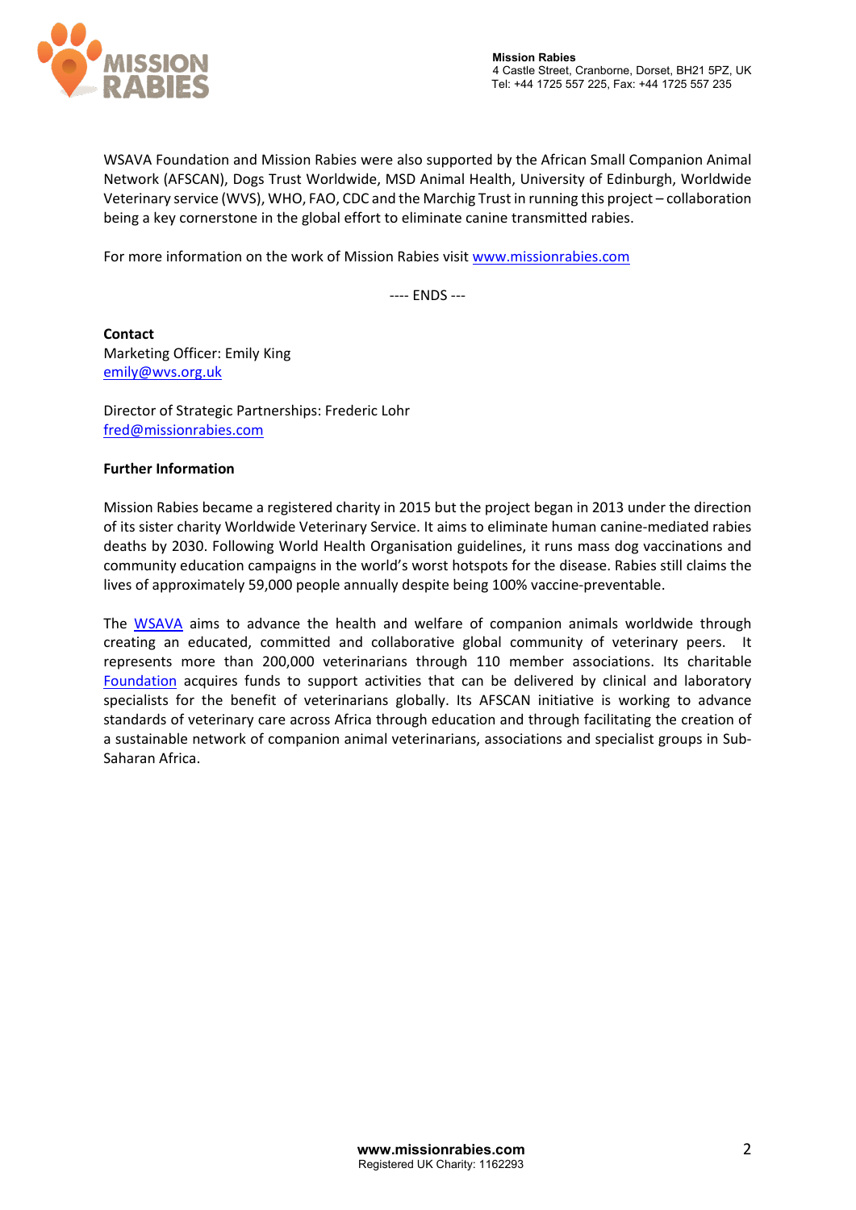WSAVA Foundation and Mission Rabies were also supported by the African Small Companion Animal Network (AFSCAN), Dogs Trust Worldwide, MSD Animal Health, University of Edinburgh, Worldwide Veterinary service (WVS), WHO, FAO, CDC and the Marchig Trust in running this project – collaboration being a key cornerstone in the global effort to eliminate canine transmitted rabies.

For more information on the work of Mission Rabies visit www.missionrabies.com

---- ENDS ---

**Contact**
Marketing Officer: Emily King
emily@wvs.org.uk

Director of Strategic Partnerships: Frederic Lohr
fred@missionrabies.com

**Further Information**

Mission Rabies became a registered charity in 2015 but the project began in 2013 under the direction of its sister charity Worldwide Veterinary Service. It aims to eliminate human canine-mediated rabies deaths by 2030. Following World Health Organisation guidelines, it runs mass dog vaccinations and community education campaigns in the world's worst hotspots for the disease. Rabies still claims the lives of approximately 59,000 people annually despite being 100% vaccine-preventable.

The WSAVA aims to advance the health and welfare of companion animals worldwide through creating an educated, committed and collaborative global community of veterinary peers. It represents more than 200,000 veterinarians through 110 member associations. Its charitable Foundation acquires funds to support activities that can be delivered by clinical and laboratory specialists for the benefit of veterinarians globally. Its AFSCAN initiative is working to advance standards of veterinary care across Africa through education and through facilitating the creation of a sustainable network of companion animal veterinarians, associations and specialist groups in Sub-Saharan Africa.